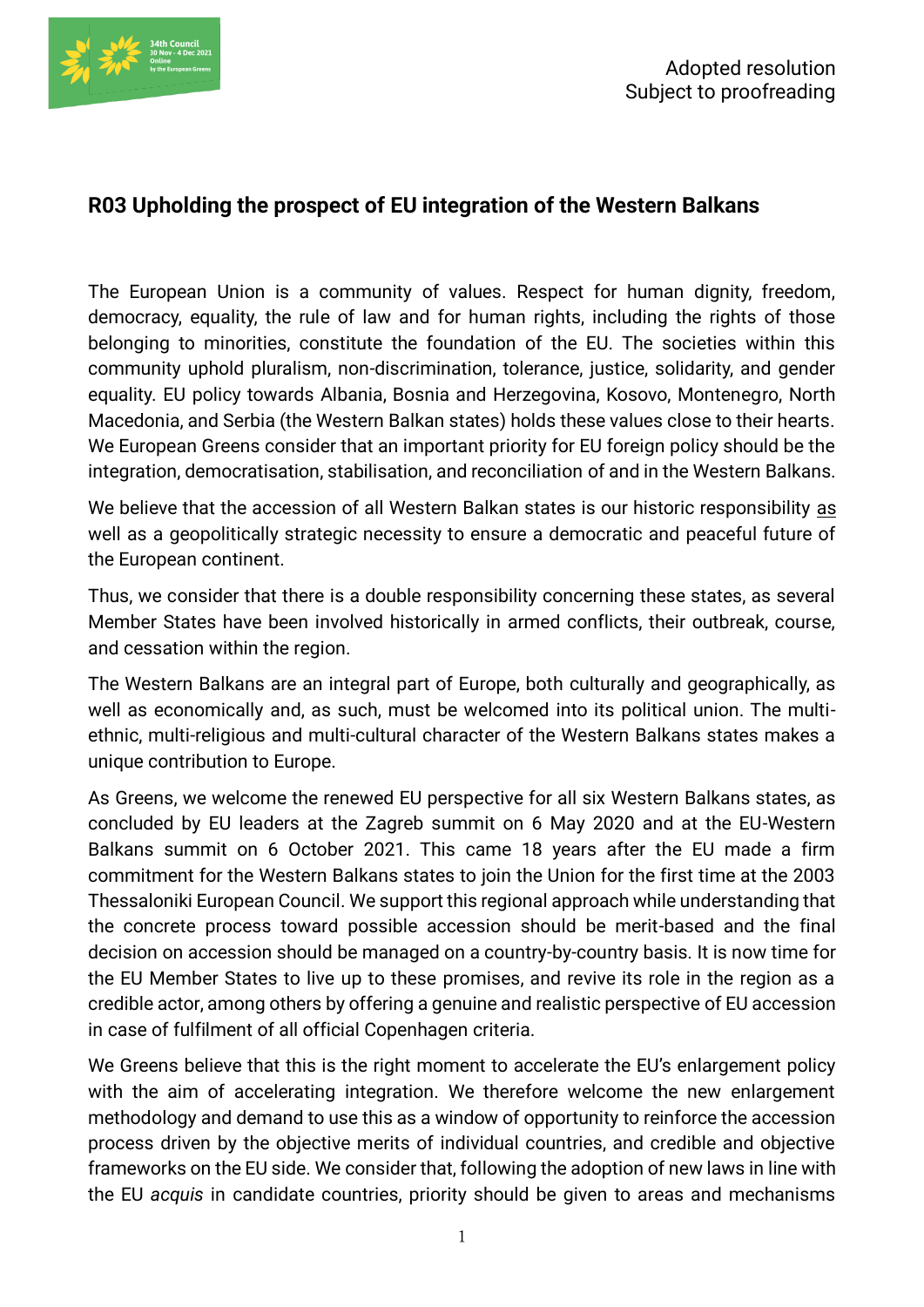Adopted resolution
Subject to proofreading

## R03 Upholding the prospect of EU integration of the Western Balkans

The European Union is a community of values. Respect for human dignity, freedom, democracy, equality, the rule of law and for human rights, including the rights of those belonging to minorities, constitute the foundation of the EU. The societies within this community uphold pluralism, non-discrimination, tolerance, justice, solidarity, and gender equality. EU policy towards Albania, Bosnia and Herzegovina, Kosovo, Montenegro, North Macedonia, and Serbia (the Western Balkan states) holds these values close to their hearts. We European Greens consider that an important priority for EU foreign policy should be the integration, democratisation, stabilisation, and reconciliation of and in the Western Balkans.

We believe that the accession of all Western Balkan states is our historic responsibility as well as a geopolitically strategic necessity to ensure a democratic and peaceful future of the European continent.

Thus, we consider that there is a double responsibility concerning these states, as several Member States have been involved historically in armed conflicts, their outbreak, course, and cessation within the region.

The Western Balkans are an integral part of Europe, both culturally and geographically, as well as economically and, as such, must be welcomed into its political union. The multi-ethnic, multi-religious and multi-cultural character of the Western Balkans states makes a unique contribution to Europe.

As Greens, we welcome the renewed EU perspective for all six Western Balkans states, as concluded by EU leaders at the Zagreb summit on 6 May 2020 and at the EU-Western Balkans summit on 6 October 2021. This came 18 years after the EU made a firm commitment for the Western Balkans states to join the Union for the first time at the 2003 Thessaloniki European Council. We support this regional approach while understanding that the concrete process toward possible accession should be merit-based and the final decision on accession should be managed on a country-by-country basis. It is now time for the EU Member States to live up to these promises, and revive its role in the region as a credible actor, among others by offering a genuine and realistic perspective of EU accession in case of fulfilment of all official Copenhagen criteria.

We Greens believe that this is the right moment to accelerate the EU's enlargement policy with the aim of accelerating integration. We therefore welcome the new enlargement methodology and demand to use this as a window of opportunity to reinforce the accession process driven by the objective merits of individual countries, and credible and objective frameworks on the EU side. We consider that, following the adoption of new laws in line with the EU *acquis* in candidate countries, priority should be given to areas and mechanisms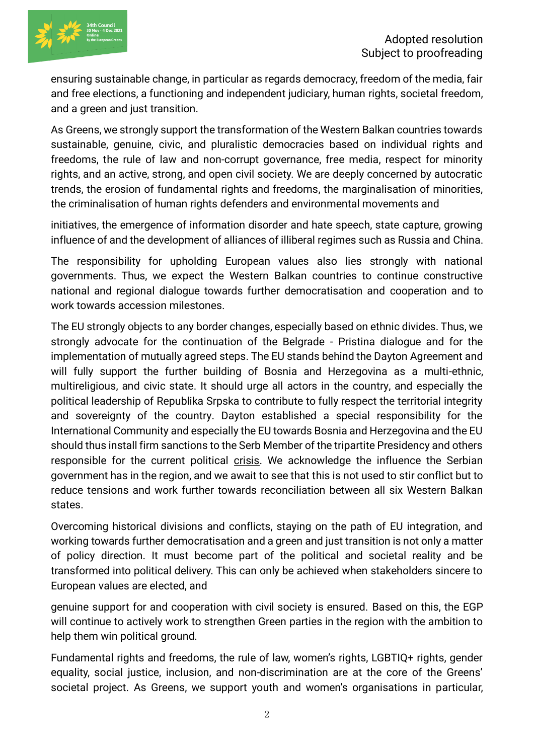ensuring sustainable change, in particular as regards democracy, freedom of the media, fair and free elections, a functioning and independent judiciary, human rights, societal freedom, and a green and just transition.

As Greens, we strongly support the transformation of the Western Balkan countries towards sustainable, genuine, civic, and pluralistic democracies based on individual rights and freedoms, the rule of law and non-corrupt governance, free media, respect for minority rights, and an active, strong, and open civil society. We are deeply concerned by autocratic trends, the erosion of fundamental rights and freedoms, the marginalisation of minorities, the criminalisation of human rights defenders and environmental movements and

initiatives, the emergence of information disorder and hate speech, state capture, growing influence of and the development of alliances of illiberal regimes such as Russia and China.

The responsibility for upholding European values also lies strongly with national governments. Thus, we expect the Western Balkan countries to continue constructive national and regional dialogue towards further democratisation and cooperation and to work towards accession milestones.

The EU strongly objects to any border changes, especially based on ethnic divides. Thus, we strongly advocate for the continuation of the Belgrade - Pristina dialogue and for the implementation of mutually agreed steps. The EU stands behind the Dayton Agreement and will fully support the further building of Bosnia and Herzegovina as a multi-ethnic, multireligious, and civic state. It should urge all actors in the country, and especially the political leadership of Republika Srpska to contribute to fully respect the territorial integrity and sovereignty of the country. Dayton established a special responsibility for the International Community and especially the EU towards Bosnia and Herzegovina and the EU should thus install firm sanctions to the Serb Member of the tripartite Presidency and others responsible for the current political crisis. We acknowledge the influence the Serbian government has in the region, and we await to see that this is not used to stir conflict but to reduce tensions and work further towards reconciliation between all six Western Balkan states.

Overcoming historical divisions and conflicts, staying on the path of EU integration, and working towards further democratisation and a green and just transition is not only a matter of policy direction. It must become part of the political and societal reality and be transformed into political delivery. This can only be achieved when stakeholders sincere to European values are elected, and

genuine support for and cooperation with civil society is ensured. Based on this, the EGP will continue to actively work to strengthen Green parties in the region with the ambition to help them win political ground.

Fundamental rights and freedoms, the rule of law, women's rights, LGBTIQ+ rights, gender equality, social justice, inclusion, and non-discrimination are at the core of the Greens' societal project. As Greens, we support youth and women's organisations in particular,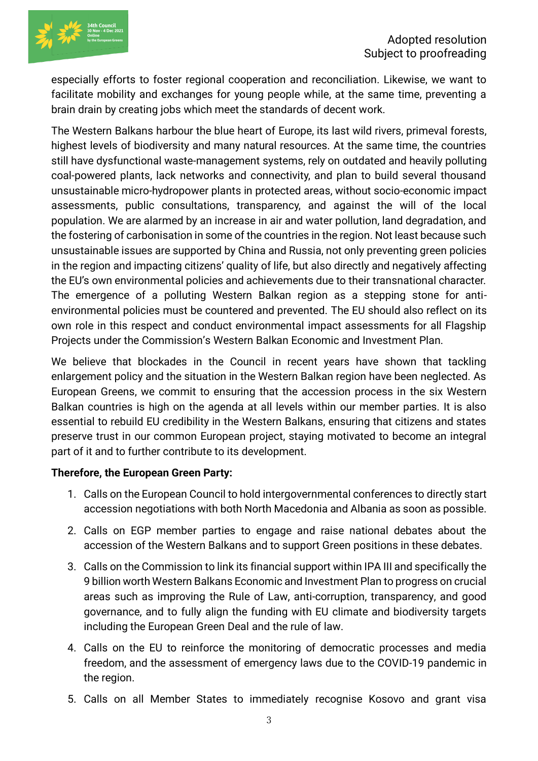especially efforts to foster regional cooperation and reconciliation. Likewise, we want to facilitate mobility and exchanges for young people while, at the same time, preventing a brain drain by creating jobs which meet the standards of decent work.

The Western Balkans harbour the blue heart of Europe, its last wild rivers, primeval forests, highest levels of biodiversity and many natural resources. At the same time, the countries still have dysfunctional waste-management systems, rely on outdated and heavily polluting coal-powered plants, lack networks and connectivity, and plan to build several thousand unsustainable micro-hydropower plants in protected areas, without socio-economic impact assessments, public consultations, transparency, and against the will of the local population. We are alarmed by an increase in air and water pollution, land degradation, and the fostering of carbonisation in some of the countries in the region. Not least because such unsustainable issues are supported by China and Russia, not only preventing green policies in the region and impacting citizens' quality of life, but also directly and negatively affecting the EU's own environmental policies and achievements due to their transnational character. The emergence of a polluting Western Balkan region as a stepping stone for anti-environmental policies must be countered and prevented. The EU should also reflect on its own role in this respect and conduct environmental impact assessments for all Flagship Projects under the Commission's Western Balkan Economic and Investment Plan.

We believe that blockades in the Council in recent years have shown that tackling enlargement policy and the situation in the Western Balkan region have been neglected. As European Greens, we commit to ensuring that the accession process in the six Western Balkan countries is high on the agenda at all levels within our member parties. It is also essential to rebuild EU credibility in the Western Balkans, ensuring that citizens and states preserve trust in our common European project, staying motivated to become an integral part of it and to further contribute to its development.

**Therefore, the European Green Party:**

1. Calls on the European Council to hold intergovernmental conferences to directly start accession negotiations with both North Macedonia and Albania as soon as possible.
2. Calls on EGP member parties to engage and raise national debates about the accession of the Western Balkans and to support Green positions in these debates.
3. Calls on the Commission to link its financial support within IPA III and specifically the 9 billion worth Western Balkans Economic and Investment Plan to progress on crucial areas such as improving the Rule of Law, anti-corruption, transparency, and good governance, and to fully align the funding with EU climate and biodiversity targets including the European Green Deal and the rule of law.
4. Calls on the EU to reinforce the monitoring of democratic processes and media freedom, and the assessment of emergency laws due to the COVID-19 pandemic in the region.
5. Calls on all Member States to immediately recognise Kosovo and grant visa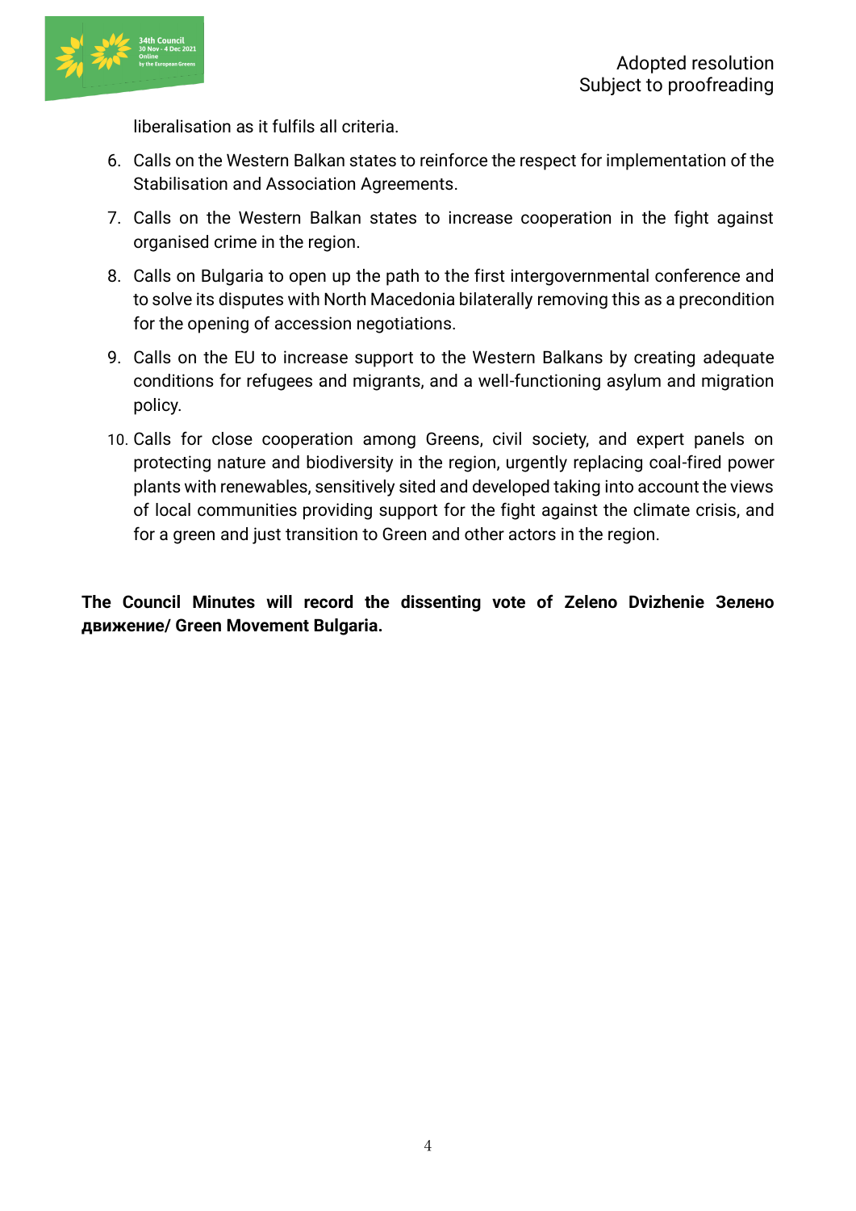liberalisation as it fulfils all criteria.

6. Calls on the Western Balkan states to reinforce the respect for implementation of the Stabilisation and Association Agreements.
7. Calls on the Western Balkan states to increase cooperation in the fight against organised crime in the region.
8. Calls on Bulgaria to open up the path to the first intergovernmental conference and to solve its disputes with North Macedonia bilaterally removing this as a precondition for the opening of accession negotiations.
9. Calls on the EU to increase support to the Western Balkans by creating adequate conditions for refugees and migrants, and a well-functioning asylum and migration policy.
10. Calls for close cooperation among Greens, civil society, and expert panels on protecting nature and biodiversity in the region, urgently replacing coal-fired power plants with renewables, sensitively sited and developed taking into account the views of local communities providing support for the fight against the climate crisis, and for a green and just transition to Green and other actors in the region.

**The Council Minutes will record the dissenting vote of Zeleno Dvizhenie Зелено движение/ Green Movement Bulgaria.**